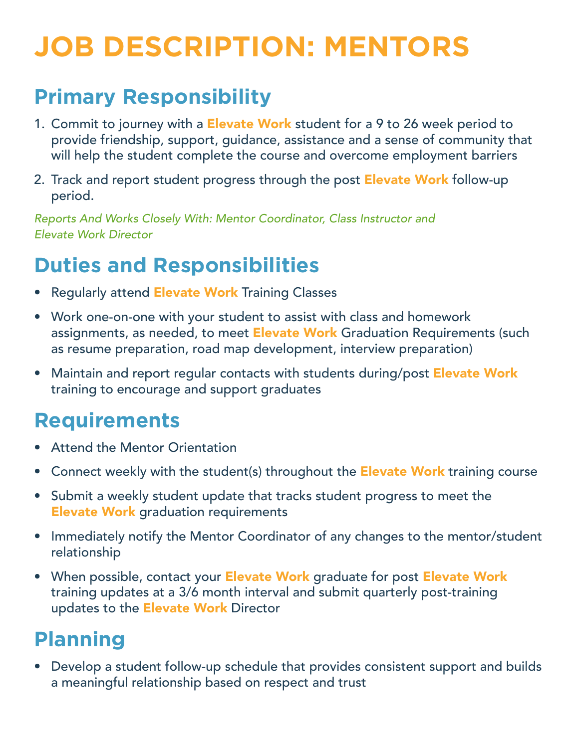# JOB DESCRIPTION: MENTORS

## Primary Responsibility

1. Commit to journey with a **Elevate Work** student for a 9 to 26 week period to provide friendship, support, guidance, assistance and a sense of community that will help the student complete the course and overcome employment barriers
2. Track and report student progress through the post **Elevate Work** follow-up period.

*Reports And Works Closely With: Mentor Coordinator, Class Instructor and Elevate Work Director*

## Duties and Responsibilities

- Regularly attend **Elevate Work** Training Classes
- Work one-on-one with your student to assist with class and homework assignments, as needed, to meet **Elevate Work** Graduation Requirements (such as resume preparation, road map development, interview preparation)
- Maintain and report regular contacts with students during/post **Elevate Work** training to encourage and support graduates

## Requirements

- Attend the Mentor Orientation
- Connect weekly with the student(s) throughout the **Elevate Work** training course
- Submit a weekly student update that tracks student progress to meet the **Elevate Work** graduation requirements
- Immediately notify the Mentor Coordinator of any changes to the mentor/student relationship
- When possible, contact your **Elevate Work** graduate for post **Elevate Work** training updates at a 3/6 month interval and submit quarterly post-training updates to the **Elevate Work** Director

## Planning

- Develop a student follow-up schedule that provides consistent support and builds a meaningful relationship based on respect and trust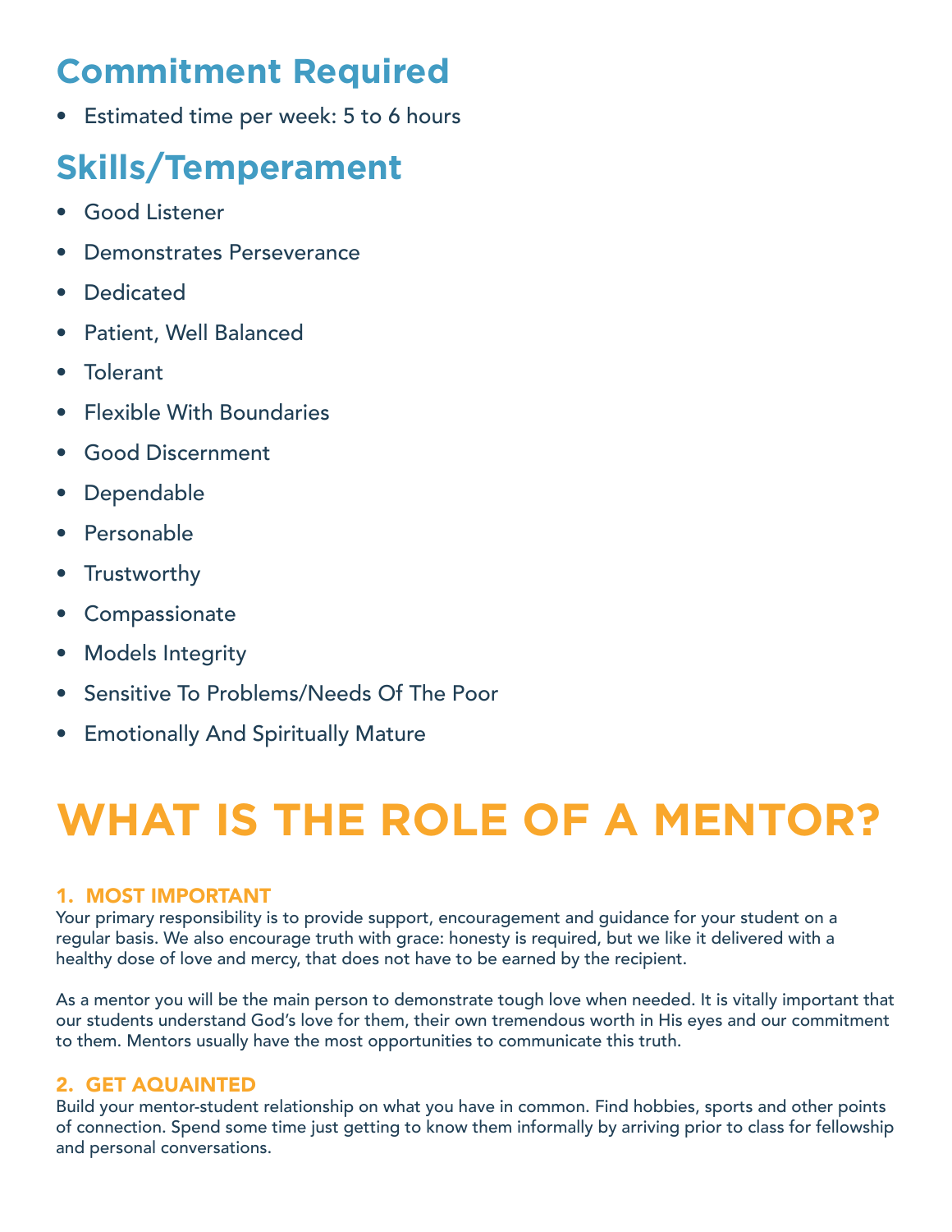## Commitment Required

- Estimated time per week: 5 to 6 hours

## Skills/Temperament

- Good Listener
- Demonstrates Perseverance
- Dedicated
- Patient, Well Balanced
- Tolerant
- Flexible With Boundaries
- Good Discernment
- Dependable
- Personable
- Trustworthy
- Compassionate
- Models Integrity
- Sensitive To Problems/Needs Of The Poor
- Emotionally And Spiritually Mature

# WHAT IS THE ROLE OF A MENTOR?

### 1. MOST IMPORTANT

Your primary responsibility is to provide support, encouragement and guidance for your student on a regular basis. We also encourage truth with grace: honesty is required, but we like it delivered with a healthy dose of love and mercy, that does not have to be earned by the recipient.

As a mentor you will be the main person to demonstrate tough love when needed. It is vitally important that our students understand God's love for them, their own tremendous worth in His eyes and our commitment to them. Mentors usually have the most opportunities to communicate this truth.

### 2. GET AQUAINTED

Build your mentor-student relationship on what you have in common. Find hobbies, sports and other points of connection. Spend some time just getting to know them informally by arriving prior to class for fellowship and personal conversations.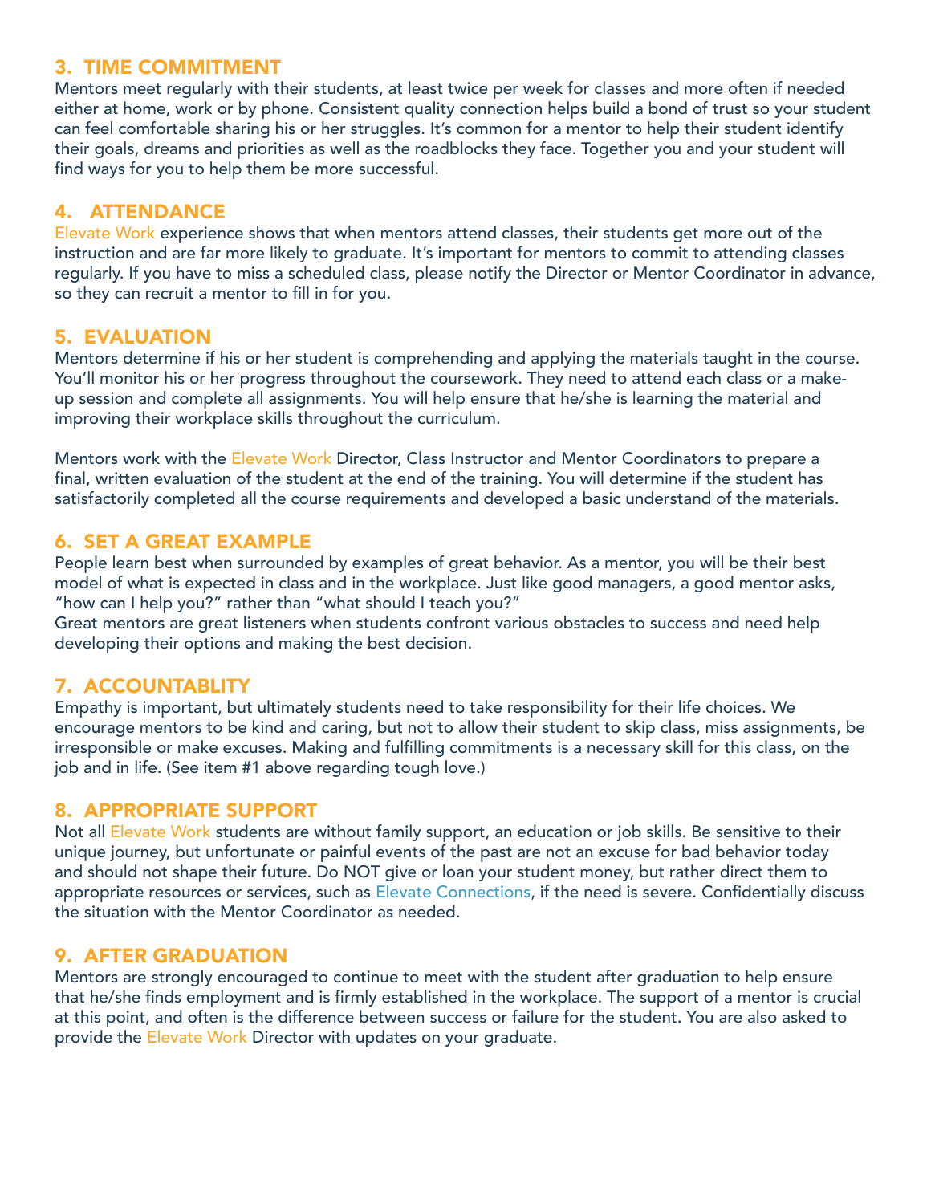## 3. TIME COMMITMENT

Mentors meet regularly with their students, at least twice per week for classes and more often if needed either at home, work or by phone. Consistent quality connection helps build a bond of trust so your student can feel comfortable sharing his or her struggles. It's common for a mentor to help their student identify their goals, dreams and priorities as well as the roadblocks they face. Together you and your student will find ways for you to help them be more successful.

## 4. ATTENDANCE

Elevate Work experience shows that when mentors attend classes, their students get more out of the instruction and are far more likely to graduate. It's important for mentors to commit to attending classes regularly. If you have to miss a scheduled class, please notify the Director or Mentor Coordinator in advance, so they can recruit a mentor to fill in for you.

## 5. EVALUATION

Mentors determine if his or her student is comprehending and applying the materials taught in the course. You'll monitor his or her progress throughout the coursework. They need to attend each class or a make-up session and complete all assignments. You will help ensure that he/she is learning the material and improving their workplace skills throughout the curriculum.

Mentors work with the Elevate Work Director, Class Instructor and Mentor Coordinators to prepare a final, written evaluation of the student at the end of the training. You will determine if the student has satisfactorily completed all the course requirements and developed a basic understand of the materials.

## 6. SET A GREAT EXAMPLE

People learn best when surrounded by examples of great behavior. As a mentor, you will be their best model of what is expected in class and in the workplace. Just like good managers, a good mentor asks, "how can I help you?" rather than "what should I teach you?"
Great mentors are great listeners when students confront various obstacles to success and need help developing their options and making the best decision.

## 7. ACCOUNTABLITY

Empathy is important, but ultimately students need to take responsibility for their life choices. We encourage mentors to be kind and caring, but not to allow their student to skip class, miss assignments, be irresponsible or make excuses. Making and fulfilling commitments is a necessary skill for this class, on the job and in life. (See item #1 above regarding tough love.)

## 8. APPROPRIATE SUPPORT

Not all Elevate Work students are without family support, an education or job skills. Be sensitive to their unique journey, but unfortunate or painful events of the past are not an excuse for bad behavior today and should not shape their future. Do NOT give or loan your student money, but rather direct them to appropriate resources or services, such as Elevate Connections, if the need is severe. Confidentially discuss the situation with the Mentor Coordinator as needed.

## 9. AFTER GRADUATION

Mentors are strongly encouraged to continue to meet with the student after graduation to help ensure that he/she finds employment and is firmly established in the workplace. The support of a mentor is crucial at this point, and often is the difference between success or failure for the student. You are also asked to provide the Elevate Work Director with updates on your graduate.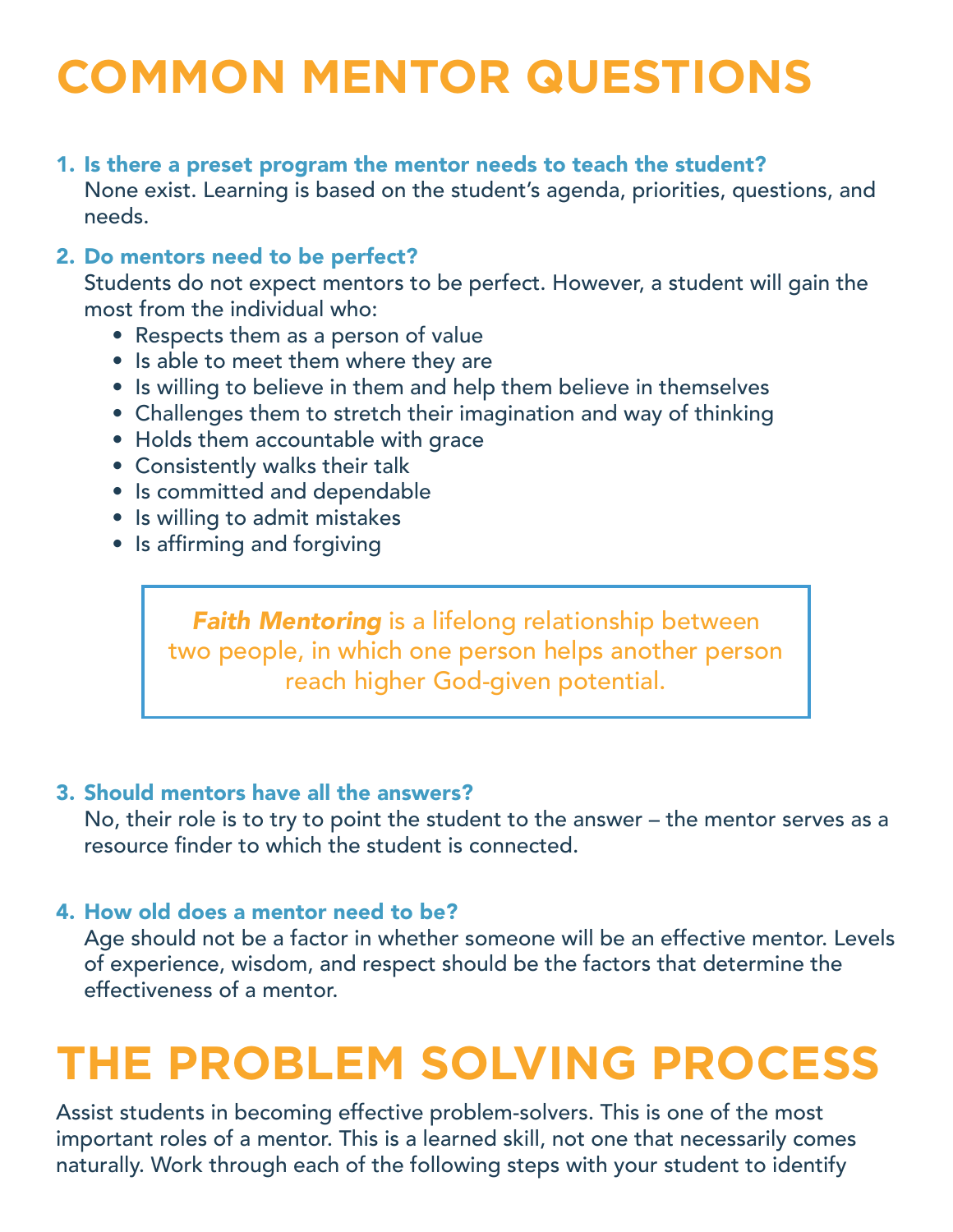# COMMON MENTOR QUESTIONS

1. **Is there a preset program the mentor needs to teach the student?**
   None exist. Learning is based on the student's agenda, priorities, questions, and needs.

2. **Do mentors need to be perfect?**
   Students do not expect mentors to be perfect. However, a student will gain the most from the individual who:
   - Respects them as a person of value
   - Is able to meet them where they are
   - Is willing to believe in them and help them believe in themselves
   - Challenges them to stretch their imagination and way of thinking
   - Holds them accountable with grace
   - Consistently walks their talk
   - Is committed and dependable
   - Is willing to admit mistakes
   - Is affirming and forgiving

> ***Faith Mentoring*** is a lifelong relationship between two people, in which one person helps another person reach higher God-given potential.

3. **Should mentors have all the answers?**
   No, their role is to try to point the student to the answer – the mentor serves as a resource finder to which the student is connected.

4. **How old does a mentor need to be?**
   Age should not be a factor in whether someone will be an effective mentor. Levels of experience, wisdom, and respect should be the factors that determine the effectiveness of a mentor.

# THE PROBLEM SOLVING PROCESS

Assist students in becoming effective problem-solvers. This is one of the most important roles of a mentor. This is a learned skill, not one that necessarily comes naturally. Work through each of the following steps with your student to identify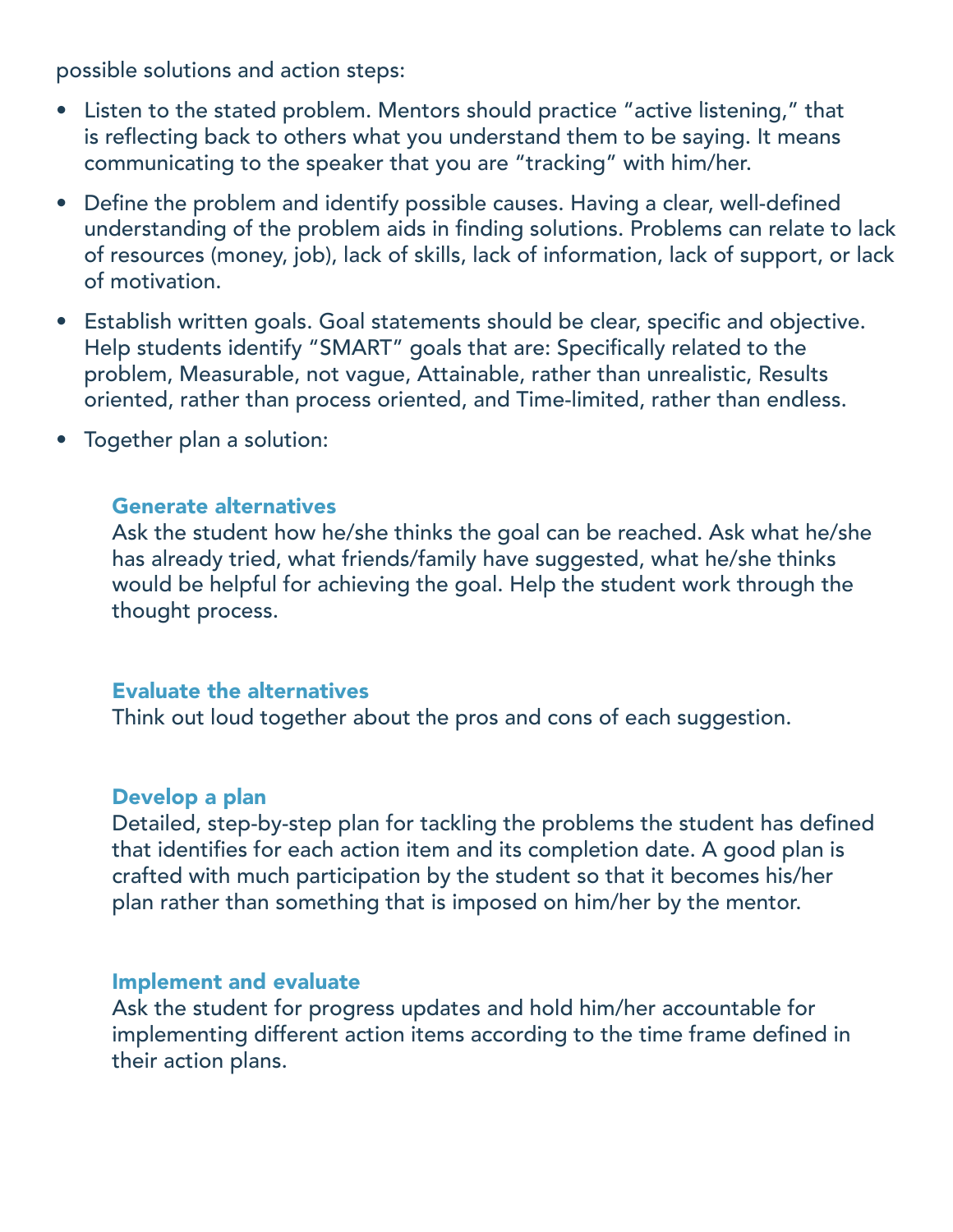possible solutions and action steps:

- Listen to the stated problem. Mentors should practice "active listening," that is reflecting back to others what you understand them to be saying. It means communicating to the speaker that you are "tracking" with him/her.
- Define the problem and identify possible causes. Having a clear, well-defined understanding of the problem aids in finding solutions. Problems can relate to lack of resources (money, job), lack of skills, lack of information, lack of support, or lack of motivation.
- Establish written goals. Goal statements should be clear, specific and objective. Help students identify "SMART" goals that are: Specifically related to the problem, Measurable, not vague, Attainable, rather than unrealistic, Results oriented, rather than process oriented, and Time-limited, rather than endless.
- Together plan a solution:

  **Generate alternatives**
  Ask the student how he/she thinks the goal can be reached. Ask what he/she has already tried, what friends/family have suggested, what he/she thinks would be helpful for achieving the goal. Help the student work through the thought process.

  **Evaluate the alternatives**
  Think out loud together about the pros and cons of each suggestion.

  **Develop a plan**
  Detailed, step-by-step plan for tackling the problems the student has defined that identifies for each action item and its completion date. A good plan is crafted with much participation by the student so that it becomes his/her plan rather than something that is imposed on him/her by the mentor.

  **Implement and evaluate**
  Ask the student for progress updates and hold him/her accountable for implementing different action items according to the time frame defined in their action plans.